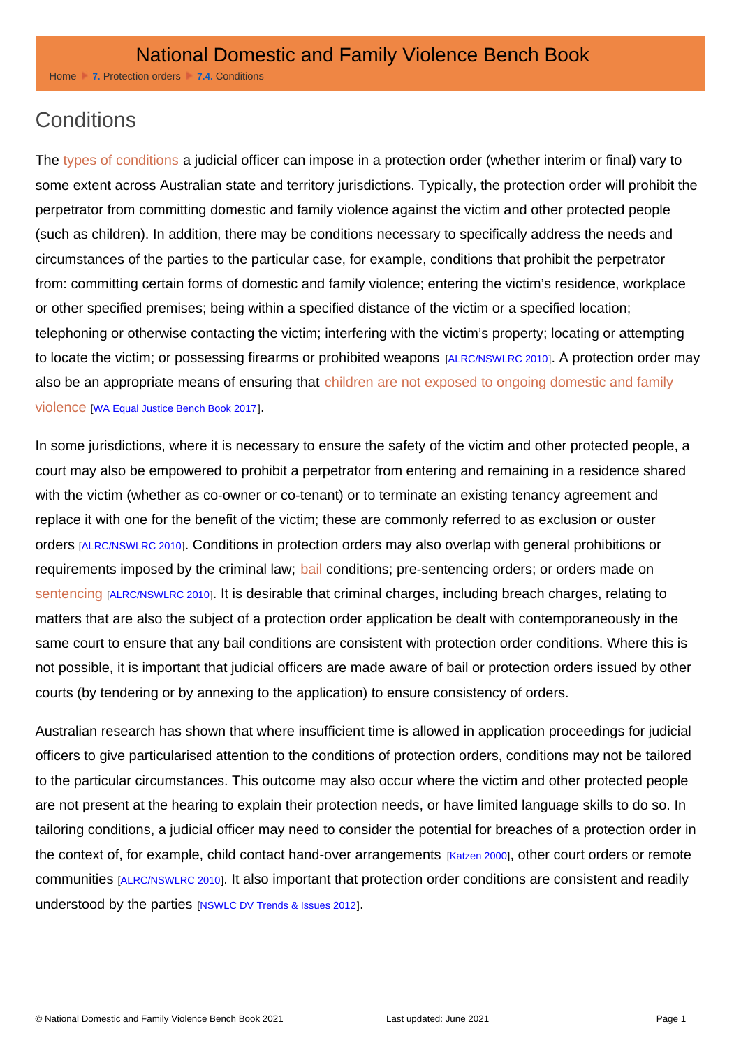# Conditions

The types of conditions a judicial officer can impose in a protection order (whether interim or final) vary to some extent across Australian state and territory jurisdictions. Typically, the protection order will prohibit the perpetrator from committing domestic and family violence against the victim and other protected people (such as children). In addition, there may be conditions necessary to specifically address the needs and circumstances of the parties to the particular case, for example, conditions that prohibit the perpetrator from: committing certain forms of domestic and family violence; entering the victim's residence, workplace or other specified premises; being within a specified distance of the victim or a specified location; telephoning or otherwise contacting the victim; interfering with the victim's property; locating or attempting to locate the victim; or possessing firearms or prohibited weapons [ALRC/NSWLRC 2010]. A protection order may also be an appropriate means of ensuring that children are not exposed to ongoing domestic and family violence [WA Equal Justice Bench Book 2017].

In some jurisdictions, where it is necessary to ensure the safety of the victim and other protected people, a court may also be empowered to prohibit a perpetrator from entering and remaining in a residence shared with the victim (whether as co-owner or co-tenant) or to terminate an existing tenancy agreement and replace it with one for the benefit of the victim; these are commonly referred to as exclusion or ouster orders [ALRC/NSWLRC 2010]. Conditions in protection orders may also overlap with general prohibitions or requirements imposed by the criminal law; bail conditions; pre-sentencing orders; or orders made on sentencing [ALRC/NSWLRC 2010]. It is desirable that criminal charges, including breach charges, relating to matters that are also the subject of a protection order application be dealt with contemporaneously in the same court to ensure that any bail conditions are consistent with protection order conditions. Where this is not possible, it is important that judicial officers are made aware of bail or protection orders issued by other courts (by tendering or by annexing to the application) to ensure consistency of orders.

Australian research has shown that where insufficient time is allowed in application proceedings for judicial officers to give particularised attention to the conditions of protection orders, conditions may not be tailored to the particular circumstances. This outcome may also occur where the victim and other protected people are not present at the hearing to explain their protection needs, or have limited language skills to do so. In tailoring conditions, a judicial officer may need to consider the potential for breaches of a protection order in the context of, for example, child contact hand-over arrangements [Katzen 2000], other court orders or remote communities [ALRC/NSWLRC 2010]. It also important that protection order conditions are consistent and readily understood by the parties [NSWLC DV Trends & Issues 2012].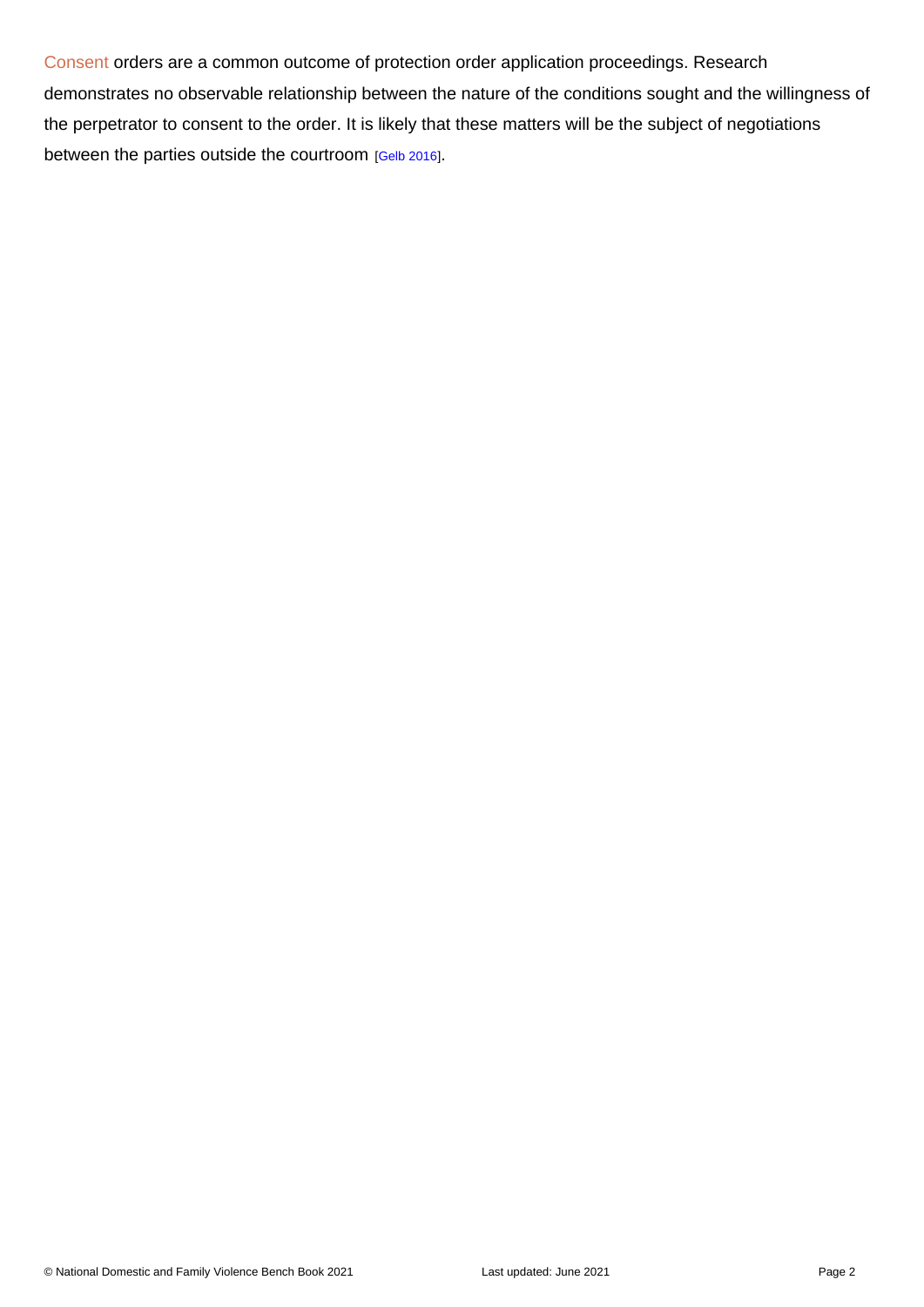Consent orders are a common outcome of protection order application proceedings. Research demonstrates no observable relationship between the nature of the conditions sought and the willingness of the perpetrator to consent to the order. It is likely that these matters will be the subject of negotiations between the parties outside the courtroom [Gelb 2016].